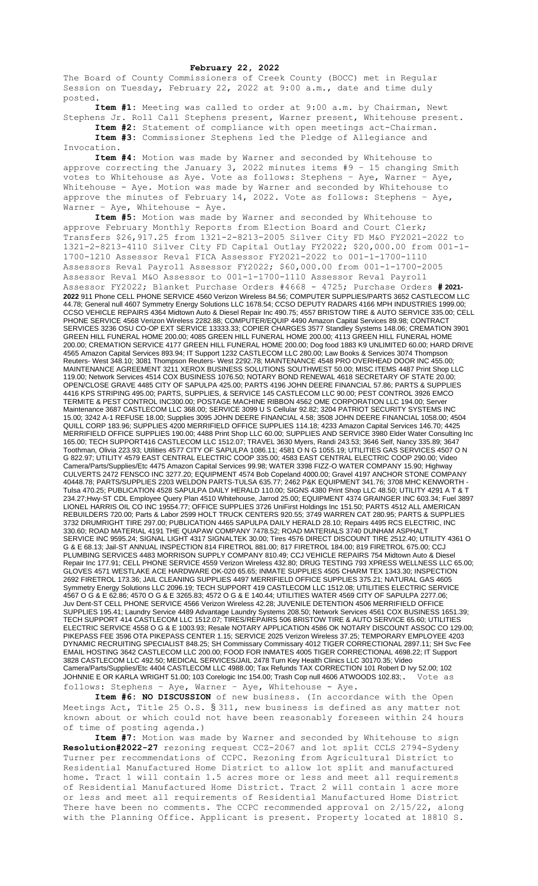**February 22, 2022**

The Board of County Commissioners of Creek County (BOCC) met in Regular Session on Tuesday, February 22, 2022 at 9:00 a.m., date and time duly posted.

**Item #1:** Meeting was called to order at 9:00 a.m. by Chairman, Newt Stephens Jr. Roll Call Stephens present, Warner present, Whitehouse present.

**Item #2:** Statement of compliance with open meetings act-Chairman.

**Item #3:** Commissioner Stephens led the Pledge of Allegiance and Invocation.

**Item #4:** Motion was made by Warner and seconded by Whitehouse to approve correcting the January 3, 2022 minutes items #9 – 15 changing Smith votes to Whitehouse as Aye. Vote as follows: Stephens – Aye, Warner – Aye, Whitehouse - Aye. Motion was made by Warner and seconded by Whitehouse to approve the minutes of February 14, 2022. Vote as follows: Stephens – Aye, Warner – Aye, Whitehouse - Aye.

**Item #5:** Motion was made by Warner and seconded by Whitehouse to approve February Monthly Reports from Election Board and Court Clerk; Transfers $26,917.25 from 1321-2-8213-2005 Silver City FD M&O FY2021-2022 to 1321-2-8213-4110 Silver City FD Capital Outlay FY2022; $20,000.00 from 001-1-1700-1210 Assessor Reval FICA Assessor FY2021-2022 to 001-1-1700-1110 Assessors Reval Payroll Assessor FY2022; $60,000.00 from 001-1-1700-2005 Assessor Reval M&O Assessor to 001-1-1700-1110 Assessor Reval Payroll Assessor FY2022; Blanket Purchase Orders #4668 - 4725; Purchase Orders **# 2021-2022** 911 Phone CELL PHONE SERVICE 4560 Verizon Wireless 84.56; COMPUTER SUPPLIES/PARTS 3652 CASTLECOM LLC 44.78; General null 4607 Symmetry Energy Solutions LLC 1678.54; CCSO DEPUTY RADARS 4166 MPH INDUSTRIES 1999.00; CCSO VEHICLE REPAIRS 4364 Midtown Auto & Diesel Repair Inc 490.75; 4557 BRISTOW TIRE & AUTO SERVICE 335.00; CELL PHONE SERVICE 4568 Verizon Wireless 2282.88; COMPUTER/EQUIP 4490 Amazon Capital Services 89.98; CONTRACT SERVICES 3236 OSU CO-OP EXT SERVICE 13333.33; COPIER CHARGES 3577 Standley Systems 148.06; CREMATION 3901 GREEN HILL FUNERAL HOME 200.00; 4085 GREEN HILL FUNERAL HOME 200.00; 4113 GREEN HILL FUNERAL HOME 200.00; CREMATION SERVICE 4177 GREEN HILL FUNERAL HOME 200.00; Dog food 1883 K9 UNLIMITED 60.00; HARD DRIVE 4565 Amazon Capital Services 893.94; IT Support 1232 CASTLECOM LLC 280.00; Law Books & Services 3074 Thompson Reuters- West 348.10; 3081 Thompson Reuters- West 2292.78; MAINTENANCE 4548 PRO OVERHEAD DOOR INC 455.00; MAINTENANCE AGREEMENT 3211 XEROX BUSINESS SOLUTIONS SOUTHWEST 50.00; MISC ITEMS 4487 Print Shop LLC 119.00; Network Services 4514 COX BUSINESS 1076.50; NOTARY BOND RENEWAL 4618 SECRETARY OF STATE 20.00; OPEN/CLOSE GRAVE 4485 CITY OF SAPULPA 425.00; PARTS 4196 JOHN DEERE FINANCIAL 57.86; PARTS & SUPPLIES 4416 KPS STRIPING 495.00; PARTS, SUPPLIES, & SERVICE 145 CASTLECOM LLC 90.00; PEST CONTROL 3926 EMCO TERMITE & PEST CONTROL INC300.00; POSTAGE MACHINE RIBBON 4562 OME CORPORATION LLC 194.00; Server Maintenance 3687 CASTLECOM LLC 368.00; SERVICE 3099 U S Cellular 92.82; 3204 PATRIOT SECURITY SYSTEMS INC 15.00; 3242 A-1 REFUSE 18.00; Supplies 3095 JOHN DEERE FINANCIAL 4.58; 3508 JOHN DEERE FINANCIAL 1058.00; 4504 QUILL CORP 183.96; SUPPLIES 4200 MERRIFIELD OFFICE SUPPLIES 114.18; 4233 Amazon Capital Services 146.70; 4425 MERRIFIELD OFFICE SUPPLIES 190.00; 4488 Print Shop LLC 60.00; SUPPLIES AND SERVICE 3980 Elder Water Consulting Inc 165.00; TECH SUPPORT416 CASTLECOM LLC 1512.07; TRAVEL 3630 Myers, Randi 243.53; 3646 Self, Nancy 335.89; 3647 Toothman, Olivia 223.93; Utilities 4577 CITY OF SAPULPA 1086.11; 4581 O N G 1055.19; UTILITIES GAS SERVICES 4507 O N G 822.97; UTILITY 4579 EAST CENTRAL ELECTRIC COOP 335.00; 4583 EAST CENTRAL ELECTRIC COOP 290.00; Video Camera/Parts/Supplies/Etc 4475 Amazon Capital Services 99.98; WATER 3398 FIZZ-O WATER COMPANY 15.90; Highway CULVERTS 2472 FENSCO INC 3277.20; EQUIPMENT 4574 Bob Copeland 4000.00; Gravel 4197 ANCHOR STONE COMPANY 40448.78; PARTS/SUPPLIES 2203 WELDON PARTS-TULSA 635.77; 2462 P&K EQUIPMENT 341.76; 3708 MHC KENWORTH - Tulsa 470.25; PUBLICATION 4528 SAPULPA DAILY HERALD 110.00; SIGNS 4380 Print Shop LLC 48.50; UTILITY 4291 A T & T 234.27;Hwy-ST CDL Employee Query Plan 4510 Whitehouse, Jarrod 25.00; EQUIPMENT 4374 GRAINGER INC 603.34; Fuel 3897 LIONEL HARRIS OIL CO INC 19554.77; OFFICE SUPPLIES 3726 UniFirst Holdings Inc 151.50; PARTS 4512 ALL AMERICAN REBUILDERS 720.00; Parts & Labor 2599 HOLT TRUCK CENTERS 920.55; 3749 WARREN CAT 280.95; PARTS & SUPPLIES 3732 DRUMRIGHT TIRE 297.00; PUBLICATION 4465 SAPULPA DAILY HERALD 28.10; Repairs 4495 RCS ELECTRIC, INC 330.60; ROAD MATERIAL 4191 THE QUAPAW COMPANY 7478.52; ROAD MATERIALS 3740 DUNHAM ASPHALT SERVICE INC 9595.24; SIGNAL LIGHT 4317 SIGNALTEK 30.00; Tires 4576 DIRECT DISCOUNT TIRE 2512.40; UTILITY 4361 O G & E 68.13; Jail-ST ANNUAL INSPECTION 814 FIRETROL 881.00; 817 FIRETROL 184.00; 819 FIRETROL 675.00; CCJ PLUMBING SERVICES 4483 MORRISON SUPPLY COMPANY 810.49; CCJ VEHICLE REPAIRS 754 Midtown Auto & Diesel Repair Inc 177.91; CELL PHONE SERVICE 4559 Verizon Wireless 432.80; DRUG TESTING 793 XPRESS WELLNESS LLC 65.00; GLOVES 4571 WESTLAKE ACE HARDWARE OK-020 65.65; INMATE SUPPLIES 4505 CHARM TEX 1343.30; INSPECTION 2692 FIRETROL 173.36; JAIL CLEANING SUPPLIES 4497 MERRIFIELD OFFICE SUPPLIES 375.21; NATURAL GAS 4605 Symmetry Energy Solutions LLC 2096.19; TECH SUPPORT 419 CASTLECOM LLC 1512.08; UTILITIES ELECTRIC SERVICE 4567 O G & E 62.86; 4570 O G & E 3265.83; 4572 O G & E 140.44; UTILITIES WATER 4569 CITY OF SAPULPA 2277.06; Juv Dent-ST CELL PHONE SERVICE 4566 Verizon Wireless 42.28; JUVENILE DETENTION 4506 MERRIFIELD OFFICE SUPPLIES 195.41; Laundry Service 4489 Advantage Laundry Systems 208.50; Network Services 4561 COX BUSINESS 1651.39; TECH SUPPORT 414 CASTLECOM LLC 1512.07; TIRES/REPAIRS 506 BRISTOW TIRE & AUTO SERVICE 65.60; UTILITIES ELECTRIC SERVICE 4558 O G & E 1003.93; Resale NOTARY APPLICATION 4586 OK NOTARY DISCOUNT ASSOC CO 129.00; PIKEPASS FEE 3596 OTA PIKEPASS CENTER 1.15; SERVICE 2025 Verizon Wireless 37.25; TEMPORARY EMPLOYEE 4203 DYNAMIC RECRUITING SPECIALIST 848.25; SH Commissary Commissary 4012 TIGER CORRECTIONAL 2897.11; SH Svc Fee EMAIL HOSTING 3642 CASTLECOM LLC 200.00; FOOD FOR INMATES 4005 TIGER CORRECTIONAL 4698.22; IT Support 3828 CASTLECOM LLC 492.50; MEDICAL SERVICES/JAIL 2478 Turn Key Health Clinics LLC 30170.35; Video Camera/Parts/Supplies/Etc 4404 CASTLECOM LLC 4988.00; Tax Refunds TAX CORRECTION 101 Robert D Ivy 52.00; 102 JOHNNIE E OR KARLA WRIGHT 51.00; 103 Corelogic Inc 154.00; Trash Cop null 4606 ATWOODS 102.83;. Vote as follows: Stephens – Aye, Warner – Aye, Whitehouse - Aye.

**Item #6: NO DISCUSSION** of new business. (In accordance with the Open Meetings Act, Title 25 O.S. § 311, new business is defined as any matter not known about or which could not have been reasonably foreseen within 24 hours of time of posting agenda.)

**Item #7:** Motion was made by Warner and seconded by Whitehouse to sign **Resolution#2022-27** rezoning request CCZ-2067 and lot split CCLS 2794-Sydeny Turner per recommendations of CCPC. Rezoning from Agricultural District to Residential Manufactured Home District to allow lot split and manufactured home. Tract 1 will contain 1.5 acres more or less and meet all requirements of Residential Manufactured Home District. Tract 2 will contain 1 acre more or less and meet all requirements of Residential Manufactured Home District There have been no comments. The CCPC recommended approval on 2/15/22, along with the Planning Office. Applicant is present. Property located at 18810 S.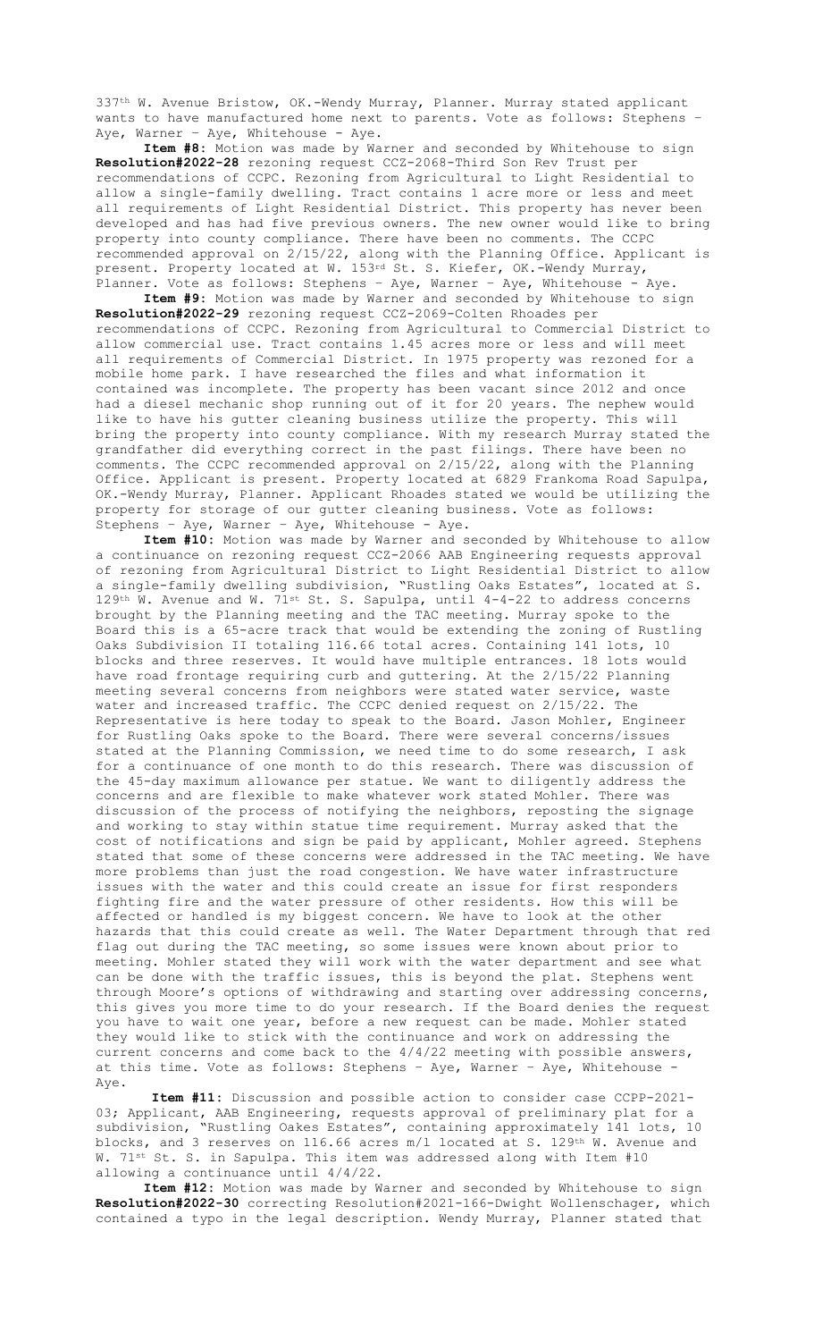337th W. Avenue Bristow, OK.-Wendy Murray, Planner. Murray stated applicant wants to have manufactured home next to parents. Vote as follows: Stephens – Aye, Warner – Aye, Whitehouse - Aye.

**Item #8:** Motion was made by Warner and seconded by Whitehouse to sign **Resolution#2022-28** rezoning request CCZ-2068-Third Son Rev Trust per recommendations of CCPC. Rezoning from Agricultural to Light Residential to allow a single-family dwelling. Tract contains 1 acre more or less and meet all requirements of Light Residential District. This property has never been developed and has had five previous owners. The new owner would like to bring property into county compliance. There have been no comments. The CCPC recommended approval on 2/15/22, along with the Planning Office. Applicant is present. Property located at W. 153rd St. S. Kiefer, OK.-Wendy Murray, Planner. Vote as follows: Stephens – Aye, Warner – Aye, Whitehouse - Aye.

**Item #9:** Motion was made by Warner and seconded by Whitehouse to sign **Resolution#2022-29** rezoning request CCZ-2069-Colten Rhoades per recommendations of CCPC. Rezoning from Agricultural District to Commercial District to allow commercial use. Tract contains 1.45 acres more or less and will meet all requirements of Commercial District. In 1975 property was rezoned for a mobile home park. I have researched the files and what information it contained was incomplete. The property has been vacant since 2012 and once had a diesel mechanic shop running out of it for 20 years. The nephew would like to have his gutter cleaning business utilize the property. This will bring the property into county compliance. With my research Murray stated the grandfather did everything correct in the past filings. There have been no comments. The CCPC recommended approval on 2/15/22, along with the Planning Office. Applicant is present. Property located at 6829 Frankoma Road Sapulpa, OK.-Wendy Murray, Planner. Applicant Rhoades stated we would be utilizing the property for storage of our gutter cleaning business. Vote as follows: Stephens – Aye, Warner – Aye, Whitehouse - Aye.

**Item #10:** Motion was made by Warner and seconded by Whitehouse to allow a continuance on rezoning request CCZ-2066 AAB Engineering requests approval of rezoning from Agricultural District to Light Residential District to allow a single-family dwelling subdivision, "Rustling Oaks Estates", located at S. 129th W. Avenue and W. 71st St. S. Sapulpa, until 4-4-22 to address concerns brought by the Planning meeting and the TAC meeting. Murray spoke to the Board this is a 65-acre track that would be extending the zoning of Rustling Oaks Subdivision II totaling 116.66 total acres. Containing 141 lots, 10 blocks and three reserves. It would have multiple entrances. 18 lots would have road frontage requiring curb and guttering. At the 2/15/22 Planning meeting several concerns from neighbors were stated water service, waste water and increased traffic. The CCPC denied request on 2/15/22. The Representative is here today to speak to the Board. Jason Mohler, Engineer for Rustling Oaks spoke to the Board. There were several concerns/issues stated at the Planning Commission, we need time to do some research, I ask for a continuance of one month to do this research. There was discussion of the 45-day maximum allowance per statue. We want to diligently address the concerns and are flexible to make whatever work stated Mohler. There was discussion of the process of notifying the neighbors, reposting the signage and working to stay within statue time requirement. Murray asked that the cost of notifications and sign be paid by applicant, Mohler agreed. Stephens stated that some of these concerns were addressed in the TAC meeting. We have more problems than just the road congestion. We have water infrastructure issues with the water and this could create an issue for first responders fighting fire and the water pressure of other residents. How this will be affected or handled is my biggest concern. We have to look at the other hazards that this could create as well. The Water Department through that red flag out during the TAC meeting, so some issues were known about prior to meeting. Mohler stated they will work with the water department and see what can be done with the traffic issues, this is beyond the plat. Stephens went through Moore's options of withdrawing and starting over addressing concerns, this gives you more time to do your research. If the Board denies the request you have to wait one year, before a new request can be made. Mohler stated they would like to stick with the continuance and work on addressing the current concerns and come back to the 4/4/22 meeting with possible answers, at this time. Vote as follows: Stephens – Aye, Warner – Aye, Whitehouse - Aye.

**Item #11:** Discussion and possible action to consider case CCPP-2021-03; Applicant, AAB Engineering, requests approval of preliminary plat for a subdivision, "Rustling Oakes Estates", containing approximately 141 lots, 10 blocks, and 3 reserves on 116.66 acres m/l located at S. 129th W. Avenue and W. 71st St. S. in Sapulpa. This item was addressed along with Item #10 allowing a continuance until 4/4/22.

**Item #12:** Motion was made by Warner and seconded by Whitehouse to sign **Resolution#2022-30** correcting Resolution#2021-166-Dwight Wollenschager, which contained a typo in the legal description. Wendy Murray, Planner stated that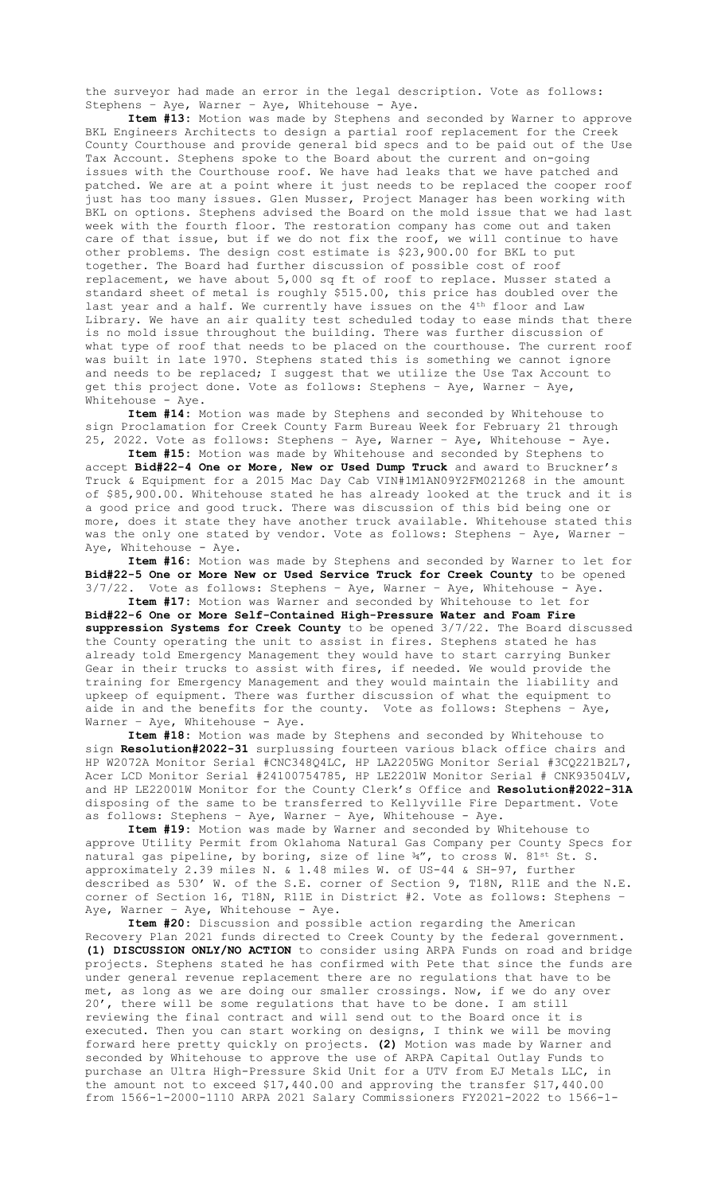the surveyor had made an error in the legal description. Vote as follows: Stephens – Aye, Warner – Aye, Whitehouse - Aye.

**Item #13:** Motion was made by Stephens and seconded by Warner to approve BKL Engineers Architects to design a partial roof replacement for the Creek County Courthouse and provide general bid specs and to be paid out of the Use Tax Account. Stephens spoke to the Board about the current and on-going issues with the Courthouse roof. We have had leaks that we have patched and patched. We are at a point where it just needs to be replaced the cooper roof just has too many issues. Glen Musser, Project Manager has been working with BKL on options. Stephens advised the Board on the mold issue that we had last week with the fourth floor. The restoration company has come out and taken care of that issue, but if we do not fix the roof, we will continue to have other problems. The design cost estimate is $23,900.00 for BKL to put together. The Board had further discussion of possible cost of roof replacement, we have about 5,000 sq ft of roof to replace. Musser stated a standard sheet of metal is roughly $515.00, this price has doubled over the last year and a half. We currently have issues on the 4th floor and Law Library. We have an air quality test scheduled today to ease minds that there is no mold issue throughout the building. There was further discussion of what type of roof that needs to be placed on the courthouse. The current roof was built in late 1970. Stephens stated this is something we cannot ignore and needs to be replaced; I suggest that we utilize the Use Tax Account to get this project done. Vote as follows: Stephens – Aye, Warner – Aye, Whitehouse - Aye.

**Item #14:** Motion was made by Stephens and seconded by Whitehouse to sign Proclamation for Creek County Farm Bureau Week for February 21 through 25, 2022. Vote as follows: Stephens – Aye, Warner – Aye, Whitehouse - Aye.

**Item #15:** Motion was made by Whitehouse and seconded by Stephens to accept **Bid#22-4 One or More, New or Used Dump Truck** and award to Bruckner's Truck & Equipment for a 2015 Mac Day Cab VIN#1M1AN09Y2FM021268 in the amount of $85,900.00. Whitehouse stated he has already looked at the truck and it is a good price and good truck. There was discussion of this bid being one or more, does it state they have another truck available. Whitehouse stated this was the only one stated by vendor. Vote as follows: Stephens – Aye, Warner – Aye, Whitehouse - Aye.

**Item #16:** Motion was made by Stephens and seconded by Warner to let for **Bid#22-5 One or More New or Used Service Truck for Creek County** to be opened 3/7/22. Vote as follows: Stephens – Aye, Warner – Aye, Whitehouse - Aye.

**Item #17:** Motion was Warner and seconded by Whitehouse to let for **Bid#22-6 One or More Self-Contained High-Pressure Water and Foam Fire suppression Systems for Creek County** to be opened 3/7/22. The Board discussed the County operating the unit to assist in fires. Stephens stated he has already told Emergency Management they would have to start carrying Bunker Gear in their trucks to assist with fires, if needed. We would provide the training for Emergency Management and they would maintain the liability and upkeep of equipment. There was further discussion of what the equipment to aide in and the benefits for the county. Vote as follows: Stephens – Aye, Warner – Aye, Whitehouse - Aye.

**Item #18:** Motion was made by Stephens and seconded by Whitehouse to sign **Resolution#2022-31** surplussing fourteen various black office chairs and HP W2072A Monitor Serial #CNC348Q4LC, HP LA2205WG Monitor Serial #3CQ221B2L7, Acer LCD Monitor Serial #24100754785, HP LE2201W Monitor Serial # CNK93504LV, and HP LE22001W Monitor for the County Clerk's Office and **Resolution#2022-31A** disposing of the same to be transferred to Kellyville Fire Department. Vote as follows: Stephens – Aye, Warner – Aye, Whitehouse - Aye.

**Item #19:** Motion was made by Warner and seconded by Whitehouse to approve Utility Permit from Oklahoma Natural Gas Company per County Specs for natural gas pipeline, by boring, size of line ¾", to cross W. 81st St. S. approximately 2.39 miles N. & 1.48 miles W. of US-44 & SH-97, further described as 530' W. of the S.E. corner of Section 9, T18N, R11E and the N.E. corner of Section 16, T18N, R11E in District #2. Vote as follows: Stephens – Aye, Warner – Aye, Whitehouse - Aye.

**Item #20:** Discussion and possible action regarding the American Recovery Plan 2021 funds directed to Creek County by the federal government. **(1) DISCUSSION ONLY/NO ACTION** to consider using ARPA Funds on road and bridge projects. Stephens stated he has confirmed with Pete that since the funds are under general revenue replacement there are no regulations that have to be met, as long as we are doing our smaller crossings. Now, if we do any over 20', there will be some regulations that have to be done. I am still reviewing the final contract and will send out to the Board once it is executed. Then you can start working on designs, I think we will be moving forward here pretty quickly on projects. **(2)** Motion was made by Warner and seconded by Whitehouse to approve the use of ARPA Capital Outlay Funds to purchase an Ultra High-Pressure Skid Unit for a UTV from EJ Metals LLC, in the amount not to exceed $17,440.00 and approving the transfer $17,440.00 from 1566-1-2000-1110 ARPA 2021 Salary Commissioners FY2021-2022 to 1566-1-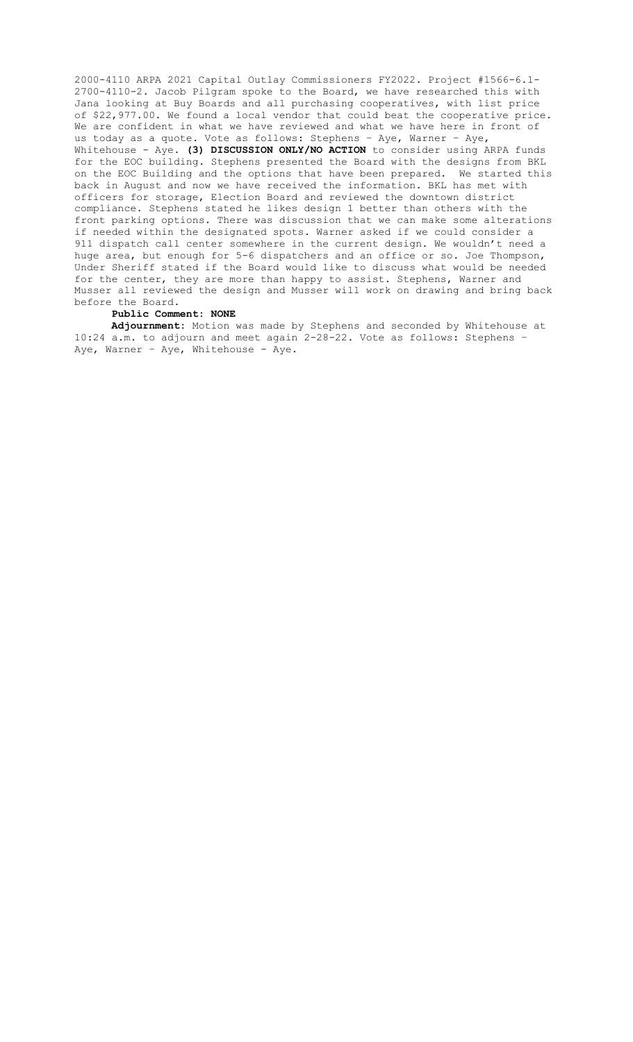2000-4110 ARPA 2021 Capital Outlay Commissioners FY2022. Project #1566-6.1-2700-4110-2. Jacob Pilgram spoke to the Board, we have researched this with Jana looking at Buy Boards and all purchasing cooperatives, with list price of $22,977.00. We found a local vendor that could beat the cooperative price. We are confident in what we have reviewed and what we have here in front of us today as a quote. Vote as follows: Stephens – Aye, Warner – Aye, Whitehouse - Aye. **(3) DISCUSSION ONLY/NO ACTION** to consider using ARPA funds for the EOC building. Stephens presented the Board with the designs from BKL on the EOC Building and the options that have been prepared. We started this back in August and now we have received the information. BKL has met with officers for storage, Election Board and reviewed the downtown district compliance. Stephens stated he likes design 1 better than others with the front parking options. There was discussion that we can make some alterations if needed within the designated spots. Warner asked if we could consider a 911 dispatch call center somewhere in the current design. We wouldn't need a huge area, but enough for 5-6 dispatchers and an office or so. Joe Thompson, Under Sheriff stated if the Board would like to discuss what would be needed for the center, they are more than happy to assist. Stephens, Warner and Musser all reviewed the design and Musser will work on drawing and bring back before the Board.

**Public Comment: NONE**

**Adjournment**: Motion was made by Stephens and seconded by Whitehouse at 10:24 a.m. to adjourn and meet again 2-28-22. Vote as follows: Stephens – Aye, Warner – Aye, Whitehouse - Aye.